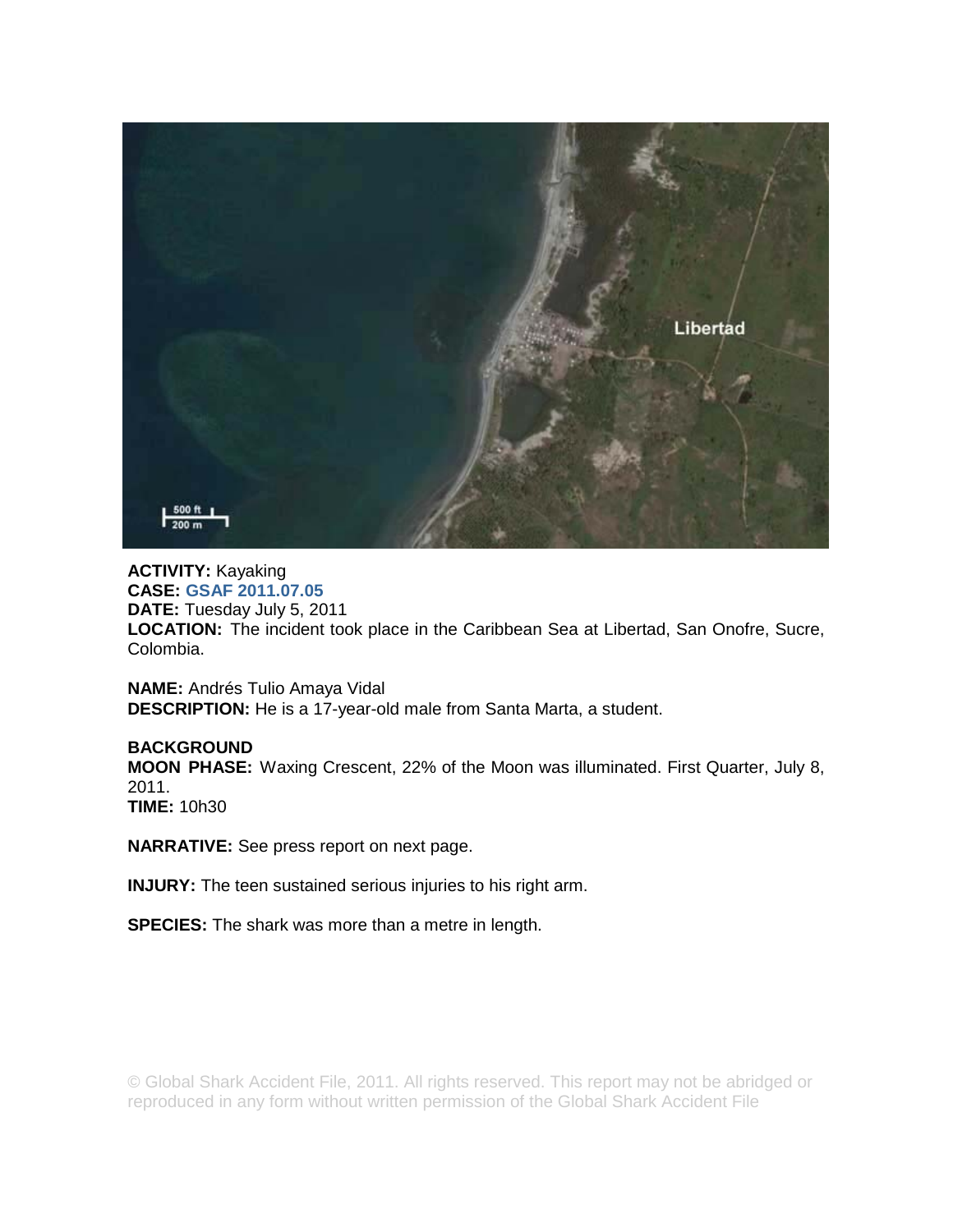**ACTIVITY:** Kayaking
**CASE:** GSAF 2011.07.05
**DATE:** Tuesday July 5, 2011
**LOCATION:** The incident took place in the Caribbean Sea at Libertad, San Onofre, Sucre, Colombia.

**NAME:** Andrés Tulio Amaya Vidal
**DESCRIPTION:** He is a 17-year-old male from Santa Marta, a student.

**BACKGROUND**
**MOON PHASE:** Waxing Crescent, 22% of the Moon was illuminated. First Quarter, July 8, 2011.
**TIME:** 10h30

**NARRATIVE:** See press report on next page.

**INJURY:** The teen sustained serious injuries to his right arm.

**SPECIES:** The shark was more than a metre in length.

© Global Shark Accident File, 2011. All rights reserved. This report may not be abridged or reproduced in any form without written permission of the Global Shark Accident File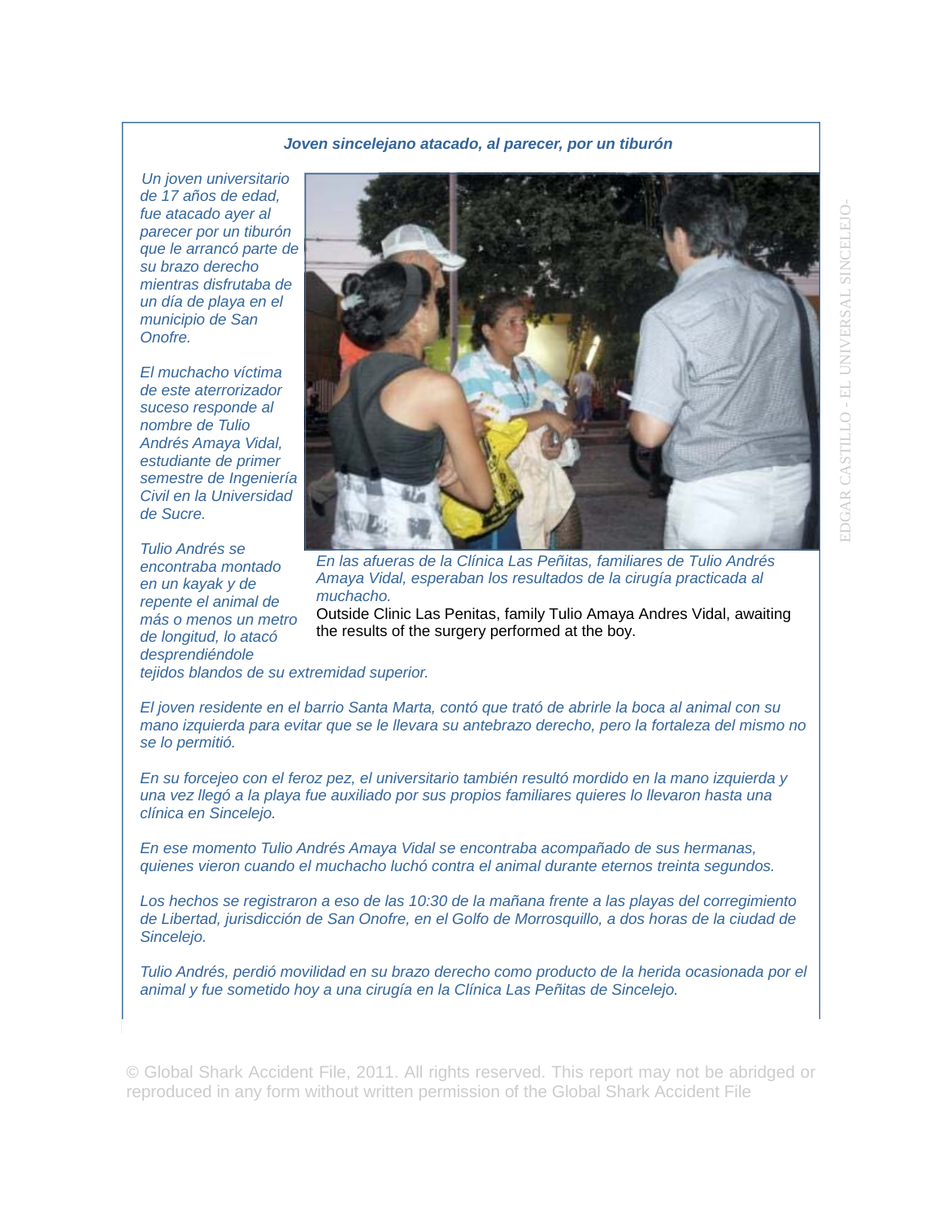### *Joven sincelejano atacado, al parecer, por un tiburón*

*Un joven universitario de 17 años de edad, fue atacado ayer al parecer por un tiburón que le arrancó parte de su brazo derecho mientras disfrutaba de un día de playa en el municipio de San Onofre.*

*El muchacho víctima de este aterrorizador suceso responde al nombre de Tulio Andrés Amaya Vidal, estudiante de primer semestre de Ingeniería Civil en la Universidad de Sucre.*

*Tulio Andrés se encontraba montado en un kayak y de repente el animal de más o menos un metro de longitud, lo atacó desprendiéndole tejidos blandos de su extremidad superior.*

*En las afueras de la Clínica Las Peñitas, familiares de Tulio Andrés Amaya Vidal, esperaban los resultados de la cirugía practicada al muchacho.*

Outside Clinic Las Penitas, family Tulio Amaya Andres Vidal, awaiting the results of the surgery performed at the boy.

EDGAR CASTILLO - EL UNIVERSAL SINCELEJO-

*El joven residente en el barrio Santa Marta, contó que trató de abrirle la boca al animal con su mano izquierda para evitar que se le llevara su antebrazo derecho, pero la fortaleza del mismo no se lo permitió.*

*En su forcejeo con el feroz pez, el universitario también resultó mordido en la mano izquierda y una vez llegó a la playa fue auxiliado por sus propios familiares quieres lo llevaron hasta una clínica en Sincelejo.*

*En ese momento Tulio Andrés Amaya Vidal se encontraba acompañado de sus hermanas, quienes vieron cuando el muchacho luchó contra el animal durante eternos treinta segundos.*

*Los hechos se registraron a eso de las 10:30 de la mañana frente a las playas del corregimiento de Libertad, jurisdicción de San Onofre, en el Golfo de Morrosquillo, a dos horas de la ciudad de Sincelejo.*

*Tulio Andrés, perdió movilidad en su brazo derecho como producto de la herida ocasionada por el animal y fue sometido hoy a una cirugía en la Clínica Las Peñitas de Sincelejo.*

© Global Shark Accident File, 2011. All rights reserved. This report may not be abridged or reproduced in any form without written permission of the Global Shark Accident File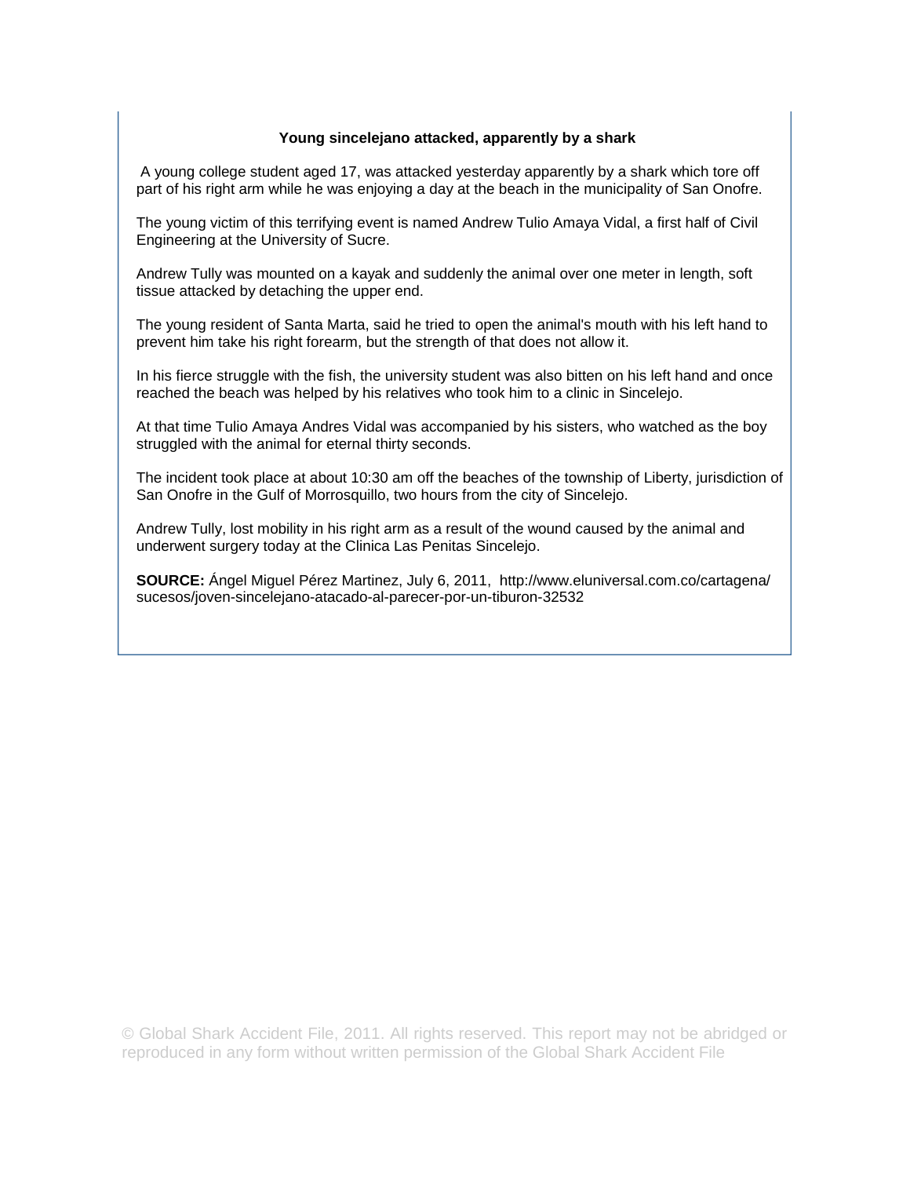**Young sincelejano attacked, apparently by a shark**

A young college student aged 17, was attacked yesterday apparently by a shark which tore off part of his right arm while he was enjoying a day at the beach in the municipality of San Onofre.

The young victim of this terrifying event is named Andrew Tulio Amaya Vidal, a first half of Civil Engineering at the University of Sucre.

Andrew Tully was mounted on a kayak and suddenly the animal over one meter in length, soft tissue attacked by detaching the upper end.

The young resident of Santa Marta, said he tried to open the animal's mouth with his left hand to prevent him take his right forearm, but the strength of that does not allow it.

In his fierce struggle with the fish, the university student was also bitten on his left hand and once reached the beach was helped by his relatives who took him to a clinic in Sincelejo.

At that time Tulio Amaya Andres Vidal was accompanied by his sisters, who watched as the boy struggled with the animal for eternal thirty seconds.

The incident took place at about 10:30 am off the beaches of the township of Liberty, jurisdiction of San Onofre in the Gulf of Morrosquillo, two hours from the city of Sincelejo.

Andrew Tully, lost mobility in his right arm as a result of the wound caused by the animal and underwent surgery today at the Clinica Las Penitas Sincelejo.

**SOURCE:** Ángel Miguel Pérez Martinez, July 6, 2011, http://www.eluniversal.com.co/cartagena/sucesos/joven-sincelejano-atacado-al-parecer-por-un-tiburon-32532

© Global Shark Accident File, 2011. All rights reserved. This report may not be abridged or reproduced in any form without written permission of the Global Shark Accident File